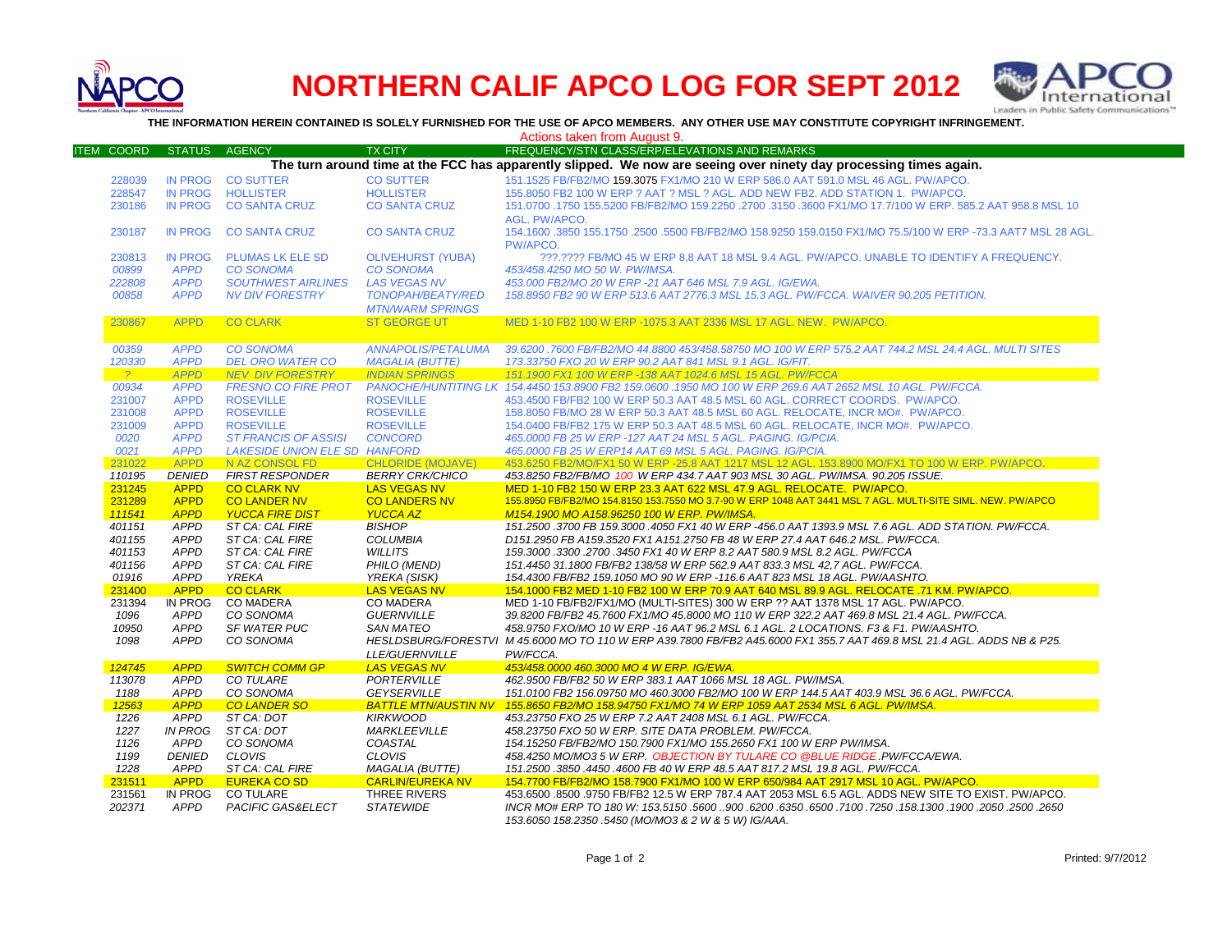# NORTHERN CALIF APCO LOG FOR SEPT 2012

**THE INFORMATION HEREIN CONTAINED IS SOLELY FURNISHED FOR THE USE OF APCO MEMBERS. ANY OTHER USE MAY CONSTITUTE COPYRIGHT INFRINGEMENT.**

Actions taken from August 9.

| ITEM | COORD | STATUS | AGENCY | TX CITY | FREQUENCY/STN CLASS/ERP/ELEVATIONS AND REMARKS |
|---|---|---|---|---|---|
| | | | | | **The turn around time at the FCC has apparently slipped. We now are seeing over ninety day processing times again.** |
| | 228039 | IN PROG | CO SUTTER | CO SUTTER | 151.1525 FB/FB2/MO 159.3075 FX1/MO 210 W ERP 586.0 AAT 591.0 MSL 46 AGL. PW/APCO. |
| | 228547 | IN PROG | HOLLISTER | HOLLISTER | 155.8050 FB2 100 W ERP ? AAT ? MSL ? AGL. ADD NEW FB2. ADD STATION 1. PW/APCO. |
| | 230186 | IN PROG | CO SANTA CRUZ | CO SANTA CRUZ | 151.0700 .1750 155.5200 FB/FB2/MO 159.2250 .2700 .3150 .3600 FX1/MO 17.7/100 W ERP. 585.2 AAT 958.8 MSL 10 AGL. PW/APCO. |
| | 230187 | IN PROG | CO SANTA CRUZ | CO SANTA CRUZ | 154.1600 .3850 155.1750 .2500 .5500 FB/FB2/MO 158.9250 159.0150 FX1/MO 75.5/100 W ERP -73.3 AAT7 MSL 28 AGL. PW/APCO. |
| | 230813 | IN PROG | PLUMAS LK ELE SD | OLIVEHURST (YUBA) | ???.???? FB/MO 45 W ERP 8,8 AAT 18 MSL 9.4 AGL. PW/APCO. UNABLE TO IDENTIFY A FREQUENCY. |
| | *00899* | *APPD* | *CO SONOMA* | *CO SONOMA* | *453/458.4250 MO 50 W. PW/IMSA.* |
| | *222808* | *APPD* | *SOUTHWEST AIRLINES* | *LAS VEGAS NV* | *453.000 FB2/MO 20 W ERP -21 AAT 646 MSL 7.9 AGL. IG/EWA.* |
| | *00858* | *APPD* | *NV DIV FORESTRY* | *TONOPAH/BEATY/RED MTN/WARM SPRINGS* | *158.8950 FB2 90 W ERP 513.6 AAT 2776.3 MSL 15.3 AGL. PW/FCCA. WAIVER 90.205 PETITION.* |
| | 230867 | APPD | CO CLARK | ST GEORGE UT | MED 1-10 FB2 100 W ERP -1075.3 AAT 2336 MSL 17 AGL. NEW. PW/APCO. |
| | *00359* | *APPD* | *CO SONOMA* | *ANNAPOLIS/PETALUMA* | *39.6200 .7600 FB/FB2/MO 44.8800 453/458.58750 MO 100 W ERP 575.2 AAT 744.2 MSL 24.4 AGL. MULTI SITES* |
| | *120330* | *APPD* | *DEL ORO WATER CO* | *MAGALIA (BUTTE)* | *173.33750 FXO 20 W ERP 90.2 AAT 841 MSL 9.1 AGL. IG/FIT.* |
| | *?* | *APPD* | *NEV DIV FORESTRY* | *INDIAN SPRINGS* | *151.1900 FX1 100 W ERP -138 AAT 1024.6 MSL 15 AGL. PW/FCCA* |
| | *00934* | *APPD* | *FRESNO CO FIRE PROT* | *PANOCHE/HUNTITING LK* | *154.4450 153.8900 FB2 159.0600 .1950 MO 100 W ERP 269.6 AAT 2652 MSL 10 AGL. PW/FCCA.* |
| | 231007 | APPD | ROSEVILLE | ROSEVILLE | 453.4500 FB/FB2 100 W ERP 50.3 AAT 48.5 MSL 60 AGL. CORRECT COORDS. PW/APCO. |
| | 231008 | APPD | ROSEVILLE | ROSEVILLE | 158.8050 FB/MO 28 W ERP 50.3 AAT 48.5 MSL 60 AGL. RELOCATE, INCR MO#. PW/APCO. |
| | 231009 | APPD | ROSEVILLE | ROSEVILLE | 154.0400 FB/FB2 175 W ERP 50.3 AAT 48.5 MSL 60 AGL. RELOCATE, INCR MO#. PW/APCO. |
| | *0020* | *APPD* | *ST FRANCIS OF ASSISI* | *CONCORD* | *465.0000 FB 25 W ERP -127 AAT 24 MSL 5 AGL. PAGING. IG/PCIA.* |
| | *0021* | *APPD* | *LAKESIDE UNION ELE SD* | *HANFORD* | *465.0000 FB 25 W ERP14 AAT 69 MSL 5 AGL. PAGING. IG/PCIA.* |
| | 231022 | APPD | N AZ CONSOL FD | CHLORIDE (MOJAVE) | 453.6250 FB2/MO/FX1 50 W ERP -25.8 AAT 1217 MSL 12 AGL. 153.8900 MO/FX1 TO 100 W ERP. PW/APCO. |
| | *110195* | *DENIED* | *FIRST RESPONDER* | *BERRY CRK/CHICO* | *453.8250 FB2/FB/MO 100 W ERP 434.7 AAT 903 MSL 30 AGL. PW/IMSA. 90.205 ISSUE.* |
| | 231245 | APPD | CO CLARK NV | LAS VEGAS NV | MED 1-10 FB2 150 W ERP 23.3 AAT 622 MSL 47.9 AGL. RELOCATE. PW/APCO. |
| | 231289 | APPD | CO LANDER NV | CO LANDERS NV | 155.8950 FB/FB2/MO 154.8150 153.7550 MO 3.7-90 W ERP 1048 AAT 3441 MSL 7 AGL. MULTI-SITE SIML. NEW. PW/APCO |
| | *111541* | *APPD* | *YUCCA FIRE DIST* | *YUCCA AZ* | *M154.1900 MO A158.96250 100 W ERP. PW/IMSA.* |
| | *401151* | *APPD* | *ST CA: CAL FIRE* | *BISHOP* | *151.2500 .3700 FB 159.3000 .4050 FX1 40 W ERP -456.0 AAT 1393.9 MSL 7.6 AGL. ADD STATION. PW/FCCA.* |
| | *401155* | *APPD* | *ST CA: CAL FIRE* | *COLUMBIA* | *D151.2950 FB A159.3520 FX1 A151.2750 FB 48 W ERP 27.4 AAT 646.2 MSL. PW/FCCA.* |
| | *401153* | *APPD* | *ST CA: CAL FIRE* | *WILLITS* | *159.3000 .3300 .2700 .3450 FX1 40 W ERP 8.2 AAT 580.9 MSL 8.2 AGL. PW/FCCA* |
| | *401156* | *APPD* | *ST CA: CAL FIRE* | *PHILO (MEND)* | *151.4450 31.1800 FB/FB2 138/58 W ERP 562.9 AAT 833.3 MSL 42,7 AGL. PW/FCCA.* |
| | *01916* | *APPD* | *YREKA* | *YREKA (SISK)* | *154.4300 FB/FB2 159.1050 MO 90 W ERP -116.6 AAT 823 MSL 18 AGL. PW/AASHTO.* |
| | 231400 | APPD | CO CLARK | LAS VEGAS NV | 154.1000 FB2 MED 1-10 FB2 100 W ERP 70.9 AAT 640 MSL 89.9 AGL. RELOCATE .71 KM. PW/APCO. |
| | 231394 | IN PROG | CO MADERA | CO MADERA | MED 1-10 FB/FB2/FX1/MO (MULTI-SITES) 300 W ERP ?? AAT 1378 MSL 17 AGL. PW/APCO. |
| | *1096* | *APPD* | *CO SONOMA* | *GUERNVILLE* | *39.8200 FB/FB2 45.7600 FX1/MO 45.8000 MO 110 W ERP 322.2 AAT 469.8 MSL 21.4 AGL. PW/FCCA.* |
| | *10950* | *APPD* | *SF WATER PUC* | *SAN MATEO* | *458.9750 FXO/MO 10 W ERP -16 AAT 96.2 MSL 6.1 AGL. 2 LOCATIONS. F3 & F1. PW/AASHTO.* |
| | *1098* | *APPD* | *CO SONOMA* | *HESLDSBURG/FORESTVILLE/GUERNVILLE* | *M 45.6000 MO TO 110 W ERP A39.7800 FB/FB2 A45.6000 FX1 355.7 AAT 469.8 MSL 21.4 AGL. ADDS NB & P25. PW/FCCA.* |
| | *124745* | *APPD* | *SWITCH COMM GP* | *LAS VEGAS NV* | *453/458.0000 460.3000 MO 4 W ERP. IG/EWA.* |
| | *113078* | *APPD* | *CO TULARE* | *PORTERVILLE* | *462.9500 FB/FB2 50 W ERP 383.1 AAT 1066 MSL 18 AGL. PW/IMSA.* |
| | *1188* | *APPD* | *CO SONOMA* | *GEYSERVILLE* | *151.0100 FB2 156.09750 MO 460.3000 FB2/MO 100 W ERP 144.5 AAT 403.9 MSL 36.6 AGL. PW/FCCA.* |
| | *12563* | *APPD* | *CO LANDER SO* | *BATTLE MTN/AUSTIN NV* | *155.8650 FB2/MO 158.94750 FX1/MO 74 W ERP 1059 AAT 2534 MSL 6 AGL. PW/IMSA.* |
| | *1226* | *APPD* | *ST CA: DOT* | *KIRKWOOD* | *453.23750 FXO 25 W ERP 7.2 AAT 2408 MSL 6.1 AGL. PW/FCCA.* |
| | *1227* | *IN PROG* | *ST CA: DOT* | *MARKLEEVILLE* | *458.23750 FXO 50 W ERP. SITE DATA PROBLEM. PW/FCCA.* |
| | *1126* | *APPD* | *CO SONOMA* | *COASTAL* | *154.15250 FB/FB2/MO 150.7900 FX1/MO 155.2650 FX1 100 W ERP PW/IMSA.* |
| | *1199* | *DENIED* | *CLOVIS* | *CLOVIS* | *458.4250 MO/MO3 5 W ERP. OBJECTION BY TULARE CO @BLUE RIDGE .PW/FCCA/EWA.* |
| | *1228* | *APPD* | *ST CA: CAL FIRE* | *MAGALIA (BUTTE)* | *151.2500 .3850 .4450 .4600 FB 40 W ERP 48.5 AAT 817.2 MSL 19.8 AGL. PW/FCCA.* |
| | 231511 | APPD | EUREKA CO SD | CARLIN/EUREKA NV | 154.7700 FB/FB2/MO 158.7900 FX1/MO 100 W ERP 650/984 AAT 2917 MSL 10 AGL. PW/APCO. |
| | 231561 | IN PROG | CO TULARE | THREE RIVERS | 453.6500 .8500 .9750 FB/FB2 12.5 W ERP 787.4 AAT 2053 MSL 6.5 AGL. ADDS NEW SITE TO EXIST. PW/APCO. |
| | *202371* | *APPD* | *PACIFIC GAS&ELECT* | *STATEWIDE* | *INCR MO# ERP TO 180 W: 153.5150 .5600 ..900 .6200 .6350 .6500 .7100 .7250 .158.1300 .1900 .2050 .2500 .2650 153.6050 158.2350 .5450 (MO/MO3 & 2 W & 5 W) IG/AAA.* |

Printed: 9/7/2012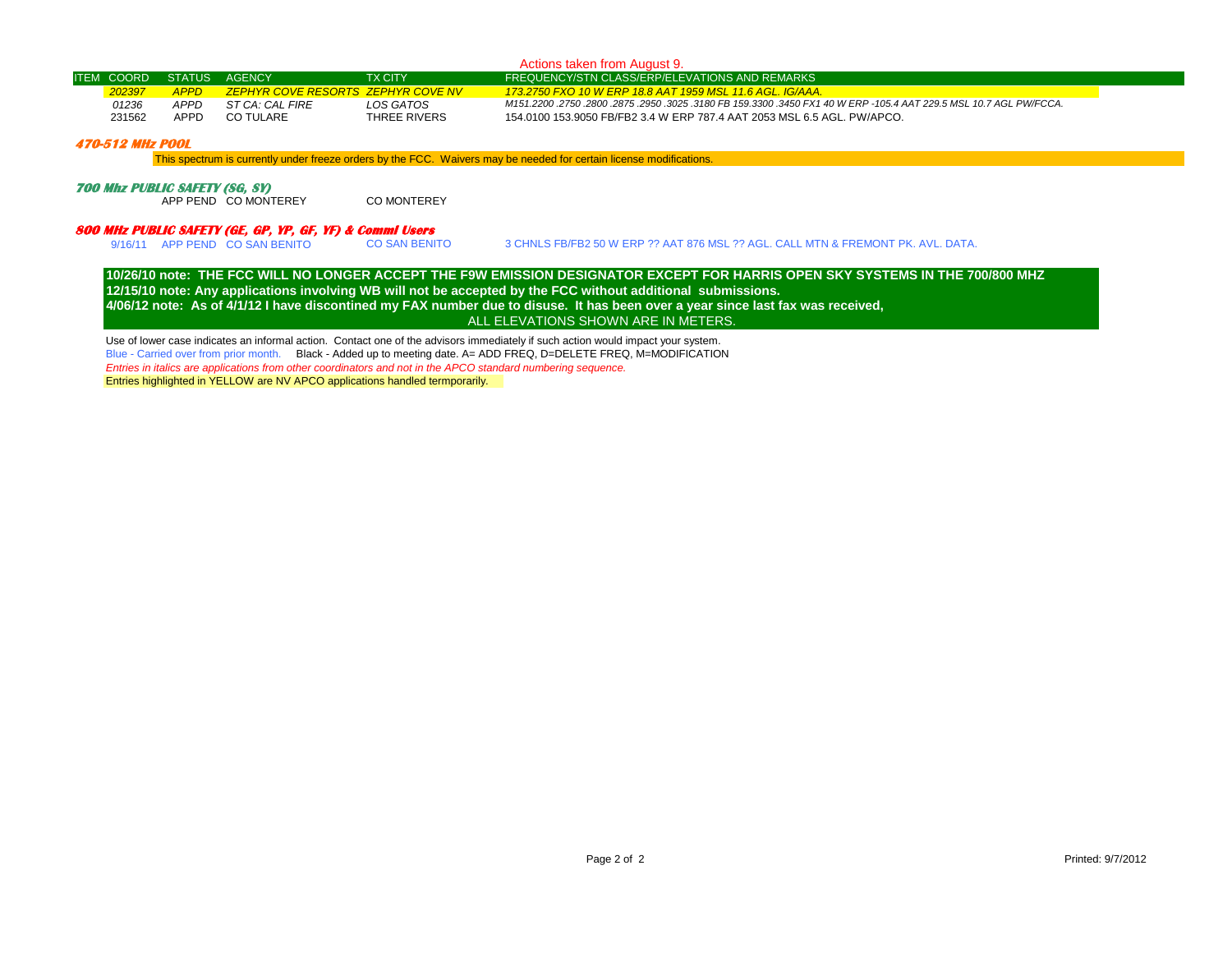Actions taken from August 9.

| ITEM | COORD | STATUS | AGENCY | TX CITY | FREQUENCY/STN CLASS/ERP/ELEVATIONS AND REMARKS |
|---|---|---|---|---|---|
| | *202397* | *APPD* | *ZEPHYR COVE RESORTS* | *ZEPHYR COVE NV* | *173.2750 FXO 10 W ERP 18.8 AAT 1959 MSL 11.6 AGL. IG/AAA.* |
| | *01236* | *APPD* | *ST CA: CAL FIRE* | *LOS GATOS* | *M151.2200 .2750 .2800 .2875 .2950 .3025 .3180 FB 159.3300 .3450 FX1 40 W ERP -105.4 AAT 229.5 MSL 10.7 AGL PW/FCCA.* |
| | 231562 | APPD | CO TULARE | THREE RIVERS | 154.0100 153.9050 FB/FB2 3.4 W ERP 787.4 AAT 2053 MSL 6.5 AGL. PW/APCO. |

### *470-512 MHz POOL*

This spectrum is currently under freeze orders by the FCC. Waivers may be needed for certain license modifications.

### *700 Mhz PUBLIC SAFETY (SG, SY)*

| | | | | | |
|---|---|---|---|---|---|
| | | APP PEND | CO MONTEREY | CO MONTEREY | |

### *800 MHz PUBLIC SAFETY (GE, GP, YP, GF, YF) & Comml Users*

| | | | | | |
|---|---|---|---|---|---|
| | 9/16/11 | APP PEND | CO SAN BENITO | CO SAN BENITO | 3 CHNLS FB/FB2 50 W ERP ?? AAT 876 MSL ?? AGL. CALL MTN & FREMONT PK. AVL. DATA. |

**10/26/10 note: THE FCC WILL NO LONGER ACCEPT THE F9W EMISSION DESIGNATOR EXCEPT FOR HARRIS OPEN SKY SYSTEMS IN THE 700/800 MHZ**
**12/15/10 note: Any applications involving WB will not be accepted by the FCC without additional submissions.**
**4/06/12 note: As of 4/1/12 I have discontinued my FAX number due to disuse. It has been over a year since last fax was received,**
ALL ELEVATIONS SHOWN ARE IN METERS.

Use of lower case indicates an informal action. Contact one of the advisors immediately if such action would impact your system.
Blue - Carried over from prior month. Black - Added up to meeting date. A= ADD FREQ, D=DELETE FREQ, M=MODIFICATION
*Entries in italics are applications from other coordinators and not in the APCO standard numbering sequence.*
Entries highlighted in YELLOW are NV APCO applications handled termporarily.

Printed: 9/7/2012